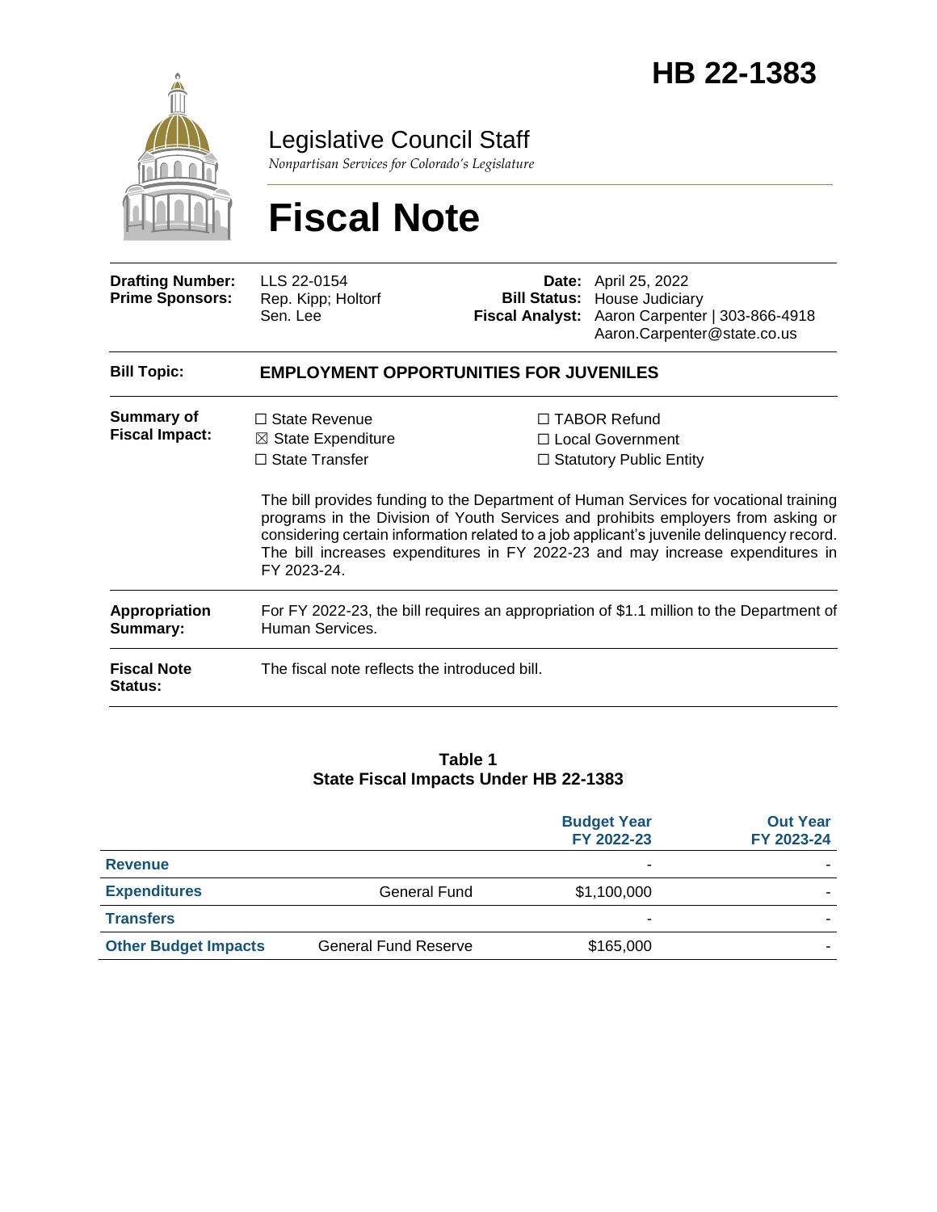# HB 22-1383

Legislative Council Staff

*Nonpartisan Services for Colorado's Legislature*

# Fiscal Note

| | | | |
|---|---|---|---|
| **Drafting Number:** | LLS 22-0154 | **Date:** | April 25, 2022 |
| **Prime Sponsors:** | Rep. Kipp; Holtorf<br>Sen. Lee | **Bill Status:** | House Judiciary |
| | | **Fiscal Analyst:** | Aaron Carpenter \| 303-866-4918<br>Aaron.Carpenter@state.co.us |

**Bill Topic:** **EMPLOYMENT OPPORTUNITIES FOR JUVENILES**

**Summary of Fiscal Impact:**

- ☐ State Revenue
- ☒ State Expenditure
- ☐ State Transfer
- ☐ TABOR Refund
- ☐ Local Government
- ☐ Statutory Public Entity

The bill provides funding to the Department of Human Services for vocational training programs in the Division of Youth Services and prohibits employers from asking or considering certain information related to a job applicant's juvenile delinquency record. The bill increases expenditures in FY 2022-23 and may increase expenditures in FY 2023-24.

**Appropriation Summary:** For FY 2022-23, the bill requires an appropriation of $1.1 million to the Department of Human Services.

**Fiscal Note Status:** The fiscal note reflects the introduced bill.

**Table 1**
**State Fiscal Impacts Under HB 22-1383**

| | | Budget Year FY 2022-23 | Out Year FY 2023-24 |
|---|---|---|---|
| **Revenue** | | - | - |
| **Expenditures** | General Fund | $1,100,000 | - |
| **Transfers** | | - | - |
| **Other Budget Impacts** | General Fund Reserve | $165,000 | - |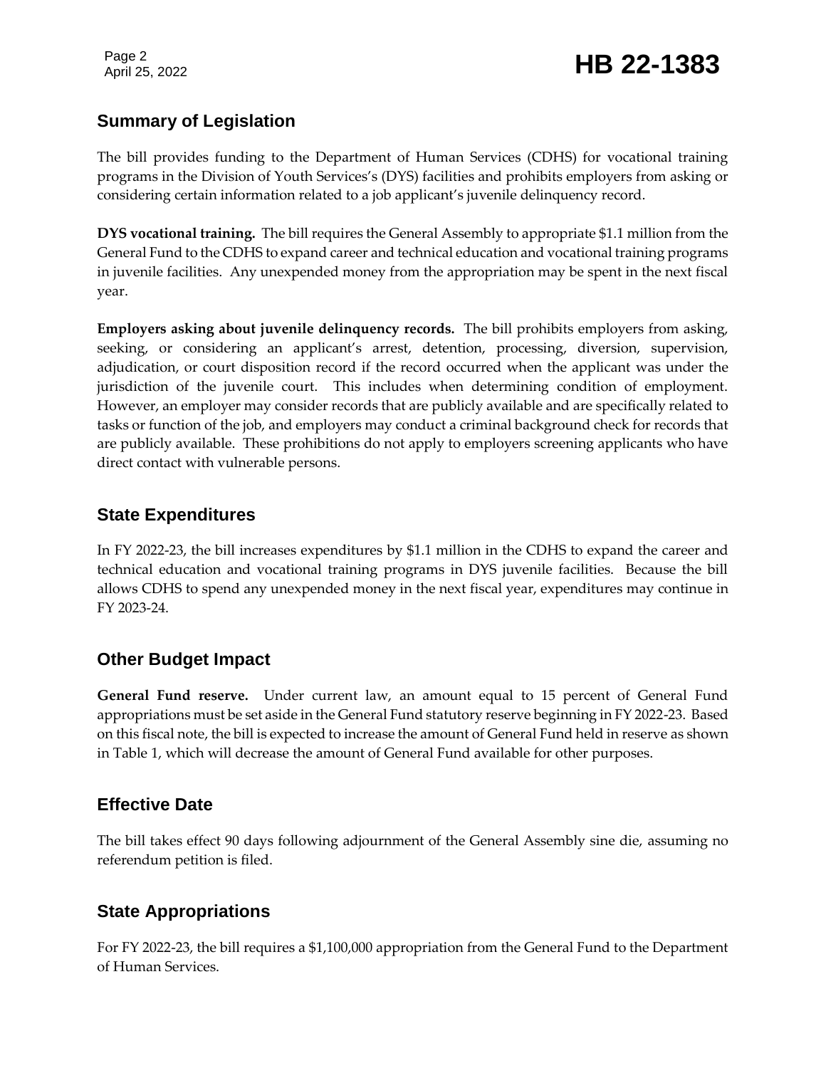## Summary of Legislation

The bill provides funding to the Department of Human Services (CDHS) for vocational training programs in the Division of Youth Services's (DYS) facilities and prohibits employers from asking or considering certain information related to a job applicant's juvenile delinquency record.

**DYS vocational training.** The bill requires the General Assembly to appropriate $1.1 million from the General Fund to the CDHS to expand career and technical education and vocational training programs in juvenile facilities. Any unexpended money from the appropriation may be spent in the next fiscal year.

**Employers asking about juvenile delinquency records.** The bill prohibits employers from asking, seeking, or considering an applicant's arrest, detention, processing, diversion, supervision, adjudication, or court disposition record if the record occurred when the applicant was under the jurisdiction of the juvenile court. This includes when determining condition of employment. However, an employer may consider records that are publicly available and are specifically related to tasks or function of the job, and employers may conduct a criminal background check for records that are publicly available. These prohibitions do not apply to employers screening applicants who have direct contact with vulnerable persons.

## State Expenditures

In FY 2022-23, the bill increases expenditures by $1.1 million in the CDHS to expand the career and technical education and vocational training programs in DYS juvenile facilities. Because the bill allows CDHS to spend any unexpended money in the next fiscal year, expenditures may continue in FY 2023-24.

## Other Budget Impact

**General Fund reserve.** Under current law, an amount equal to 15 percent of General Fund appropriations must be set aside in the General Fund statutory reserve beginning in FY 2022-23. Based on this fiscal note, the bill is expected to increase the amount of General Fund held in reserve as shown in Table 1, which will decrease the amount of General Fund available for other purposes.

## Effective Date

The bill takes effect 90 days following adjournment of the General Assembly sine die, assuming no referendum petition is filed.

## State Appropriations

For FY 2022-23, the bill requires a $1,100,000 appropriation from the General Fund to the Department of Human Services.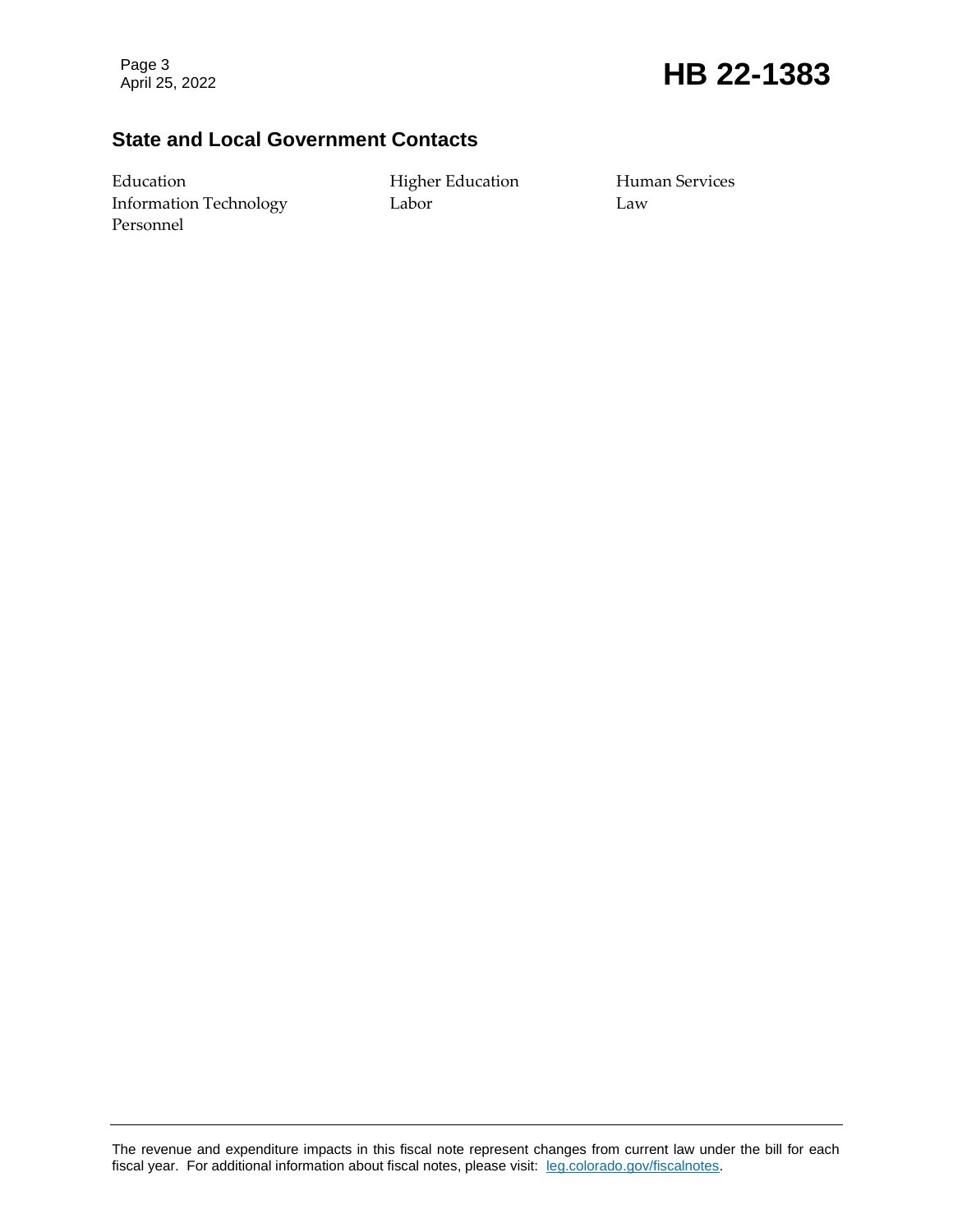## State and Local Government Contacts

Education
Higher Education
Human Services
Information Technology
Labor
Law
Personnel

The revenue and expenditure impacts in this fiscal note represent changes from current law under the bill for each fiscal year. For additional information about fiscal notes, please visit: leg.colorado.gov/fiscalnotes.